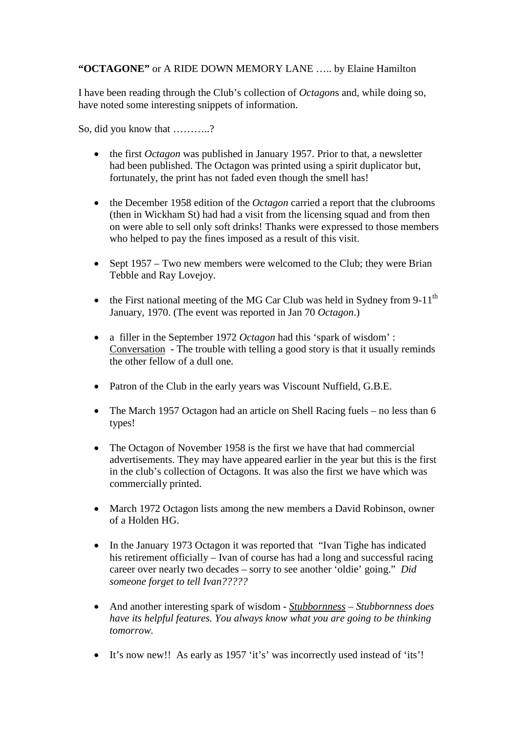**"OCTAGONE"** or A RIDE DOWN MEMORY LANE ….. by Elaine Hamilton

I have been reading through the Club's collection of *Octagon*s and, while doing so, have noted some interesting snippets of information.

So, did you know that ………..?

- the first *Octagon* was published in January 1957. Prior to that, a newsletter had been published. The Octagon was printed using a spirit duplicator but, fortunately, the print has not faded even though the smell has!

- the December 1958 edition of the *Octagon* carried a report that the clubrooms (then in Wickham St) had had a visit from the licensing squad and from then on were able to sell only soft drinks! Thanks were expressed to those members who helped to pay the fines imposed as a result of this visit.

- Sept 1957 – Two new members were welcomed to the Club; they were Brian Tebble and Ray Lovejoy.

- the First national meeting of the MG Car Club was held in Sydney from 9-11th January, 1970. (The event was reported in Jan 70 *Octagon*.)

- a filler in the September 1972 *Octagon* had this 'spark of wisdom' : Conversation - The trouble with telling a good story is that it usually reminds the other fellow of a dull one.

- Patron of the Club in the early years was Viscount Nuffield, G.B.E.

- The March 1957 Octagon had an article on Shell Racing fuels – no less than 6 types!

- The Octagon of November 1958 is the first we have that had commercial advertisements. They may have appeared earlier in the year but this is the first in the club's collection of Octagons. It was also the first we have which was commercially printed.

- March 1972 Octagon lists among the new members a David Robinson, owner of a Holden HG.

- In the January 1973 Octagon it was reported that "Ivan Tighe has indicated his retirement officially – Ivan of course has had a long and successful racing career over nearly two decades – sorry to see another 'oldie' going." *Did someone forget to tell Ivan?????*

- And another interesting spark of wisdom - *Stubbornness – Stubbornness does have its helpful features. You always know what you are going to be thinking tomorrow.*

- It's now new!! As early as 1957 'it's' was incorrectly used instead of 'its'!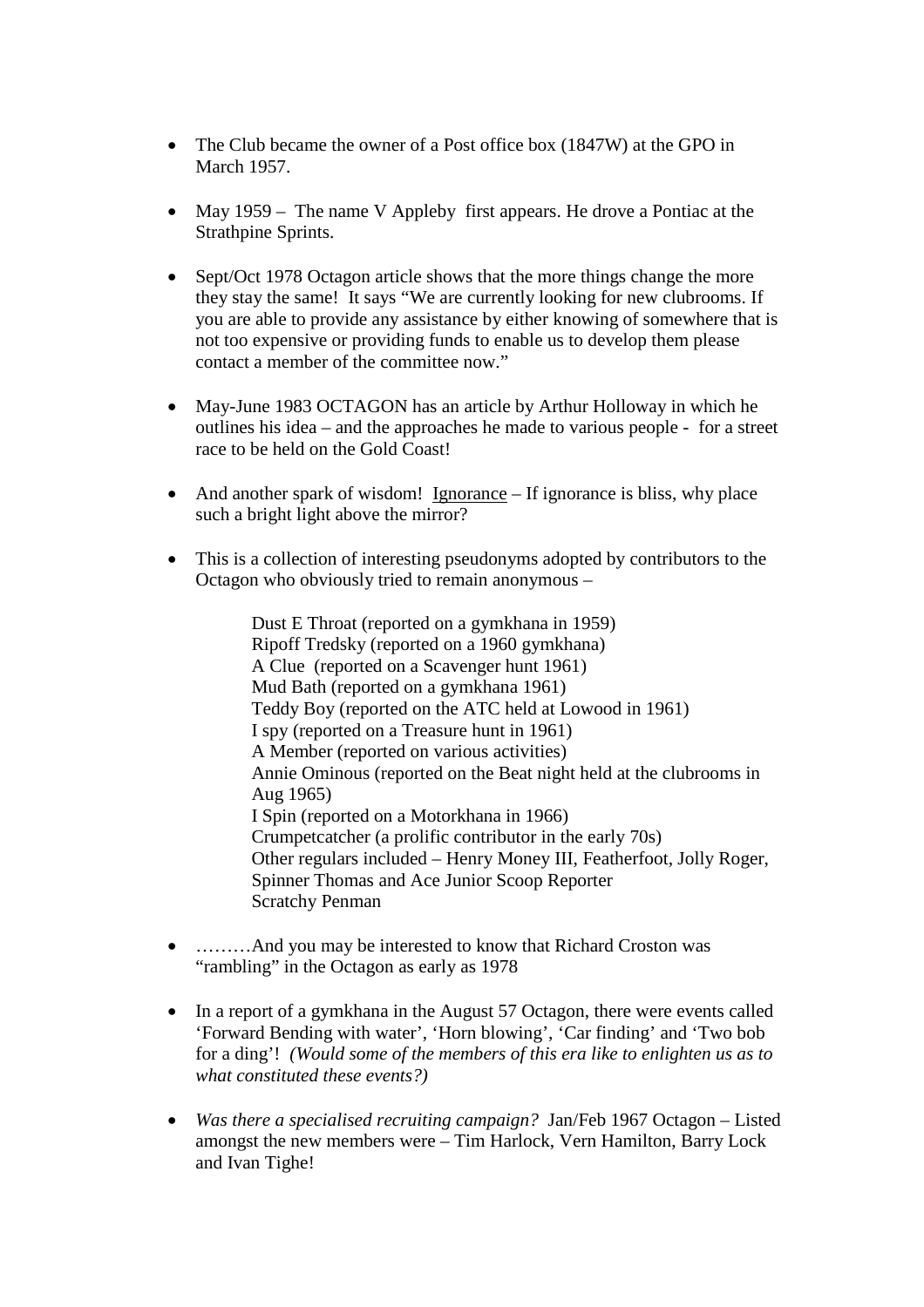- The Club became the owner of a Post office box (1847W) at the GPO in March 1957.

- May 1959 – The name V Appleby first appears. He drove a Pontiac at the Strathpine Sprints.

- Sept/Oct 1978 Octagon article shows that the more things change the more they stay the same! It says "We are currently looking for new clubrooms. If you are able to provide any assistance by either knowing of somewhere that is not too expensive or providing funds to enable us to develop them please contact a member of the committee now."

- May-June 1983 OCTAGON has an article by Arthur Holloway in which he outlines his idea – and the approaches he made to various people - for a street race to be held on the Gold Coast!

- And another spark of wisdom! <u>Ignorance</u> – If ignorance is bliss, why place such a bright light above the mirror?

- This is a collection of interesting pseudonyms adopted by contributors to the Octagon who obviously tried to remain anonymous –

  Dust E Throat (reported on a gymkhana in 1959)
  Ripoff Tredsky (reported on a 1960 gymkhana)
  A Clue (reported on a Scavenger hunt 1961)
  Mud Bath (reported on a gymkhana 1961)
  Teddy Boy (reported on the ATC held at Lowood in 1961)
  I spy (reported on a Treasure hunt in 1961)
  A Member (reported on various activities)
  Annie Ominous (reported on the Beat night held at the clubrooms in Aug 1965)
  I Spin (reported on a Motorkhana in 1966)
  Crumpetcatcher (a prolific contributor in the early 70s)
  Other regulars included – Henry Money III, Featherfoot, Jolly Roger, Spinner Thomas and Ace Junior Scoop Reporter
  Scratchy Penman

- ………And you may be interested to know that Richard Croston was "rambling" in the Octagon as early as 1978

- In a report of a gymkhana in the August 57 Octagon, there were events called 'Forward Bending with water', 'Horn blowing', 'Car finding' and 'Two bob for a ding'! *(Would some of the members of this era like to enlighten us as to what constituted these events?)*

- *Was there a specialised recruiting campaign?* Jan/Feb 1967 Octagon – Listed amongst the new members were – Tim Harlock, Vern Hamilton, Barry Lock and Ivan Tighe!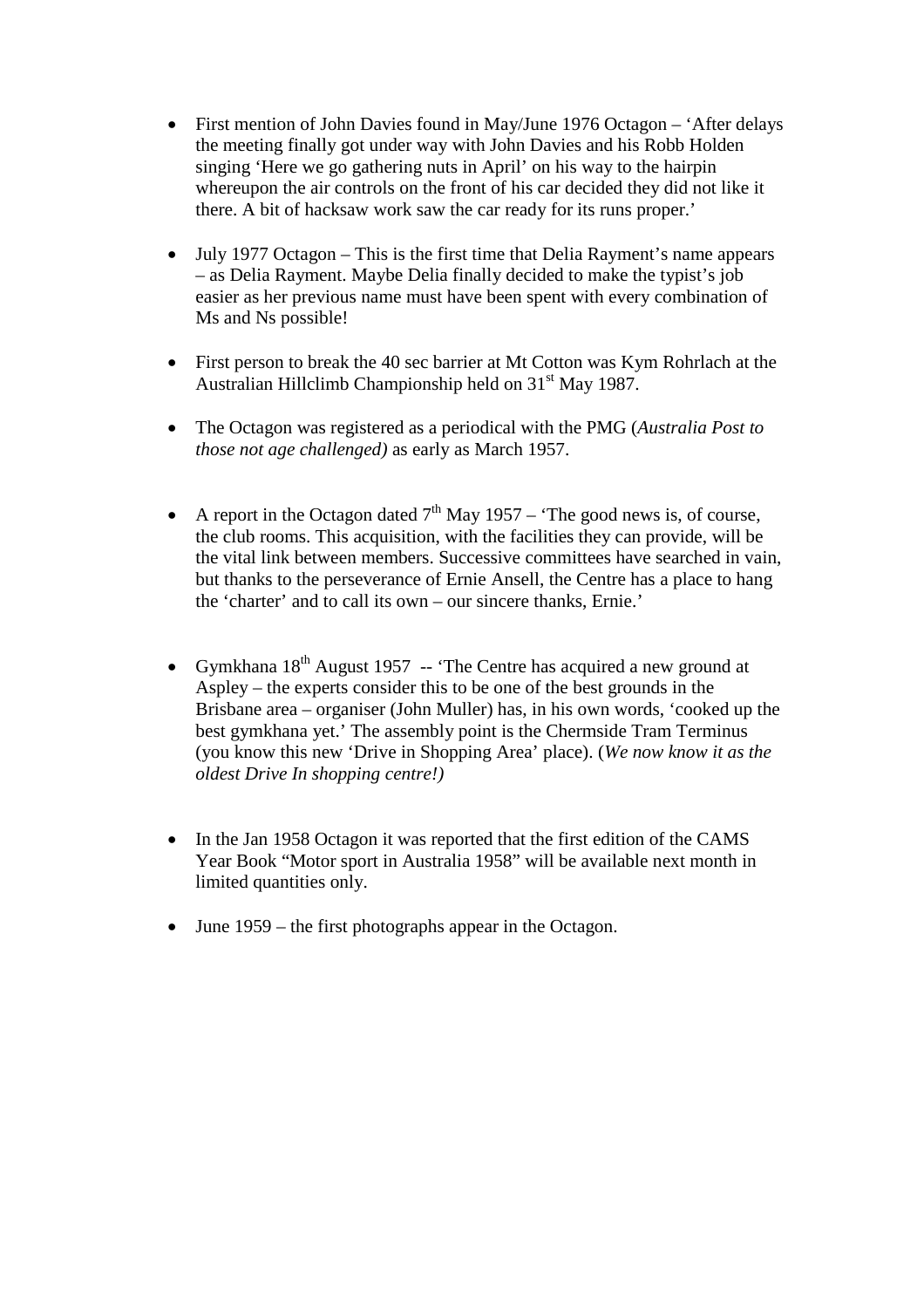- First mention of John Davies found in May/June 1976 Octagon – 'After delays the meeting finally got under way with John Davies and his Robb Holden singing 'Here we go gathering nuts in April' on his way to the hairpin whereupon the air controls on the front of his car decided they did not like it there. A bit of hacksaw work saw the car ready for its runs proper.'

- July 1977 Octagon – This is the first time that Delia Rayment's name appears – as Delia Rayment. Maybe Delia finally decided to make the typist's job easier as her previous name must have been spent with every combination of Ms and Ns possible!

- First person to break the 40 sec barrier at Mt Cotton was Kym Rohrlach at the Australian Hillclimb Championship held on 31st May 1987.

- The Octagon was registered as a periodical with the PMG (*Australia Post to those not age challenged)* as early as March 1957.

- A report in the Octagon dated 7th May 1957 – 'The good news is, of course, the club rooms. This acquisition, with the facilities they can provide, will be the vital link between members. Successive committees have searched in vain, but thanks to the perseverance of Ernie Ansell, the Centre has a place to hang the 'charter' and to call its own – our sincere thanks, Ernie.'

- Gymkhana 18th August 1957 -- 'The Centre has acquired a new ground at Aspley – the experts consider this to be one of the best grounds in the Brisbane area – organiser (John Muller) has, in his own words, 'cooked up the best gymkhana yet.' The assembly point is the Chermside Tram Terminus (you know this new 'Drive in Shopping Area' place). (*We now know it as the oldest Drive In shopping centre!)*

- In the Jan 1958 Octagon it was reported that the first edition of the CAMS Year Book "Motor sport in Australia 1958" will be available next month in limited quantities only.

- June 1959 – the first photographs appear in the Octagon.